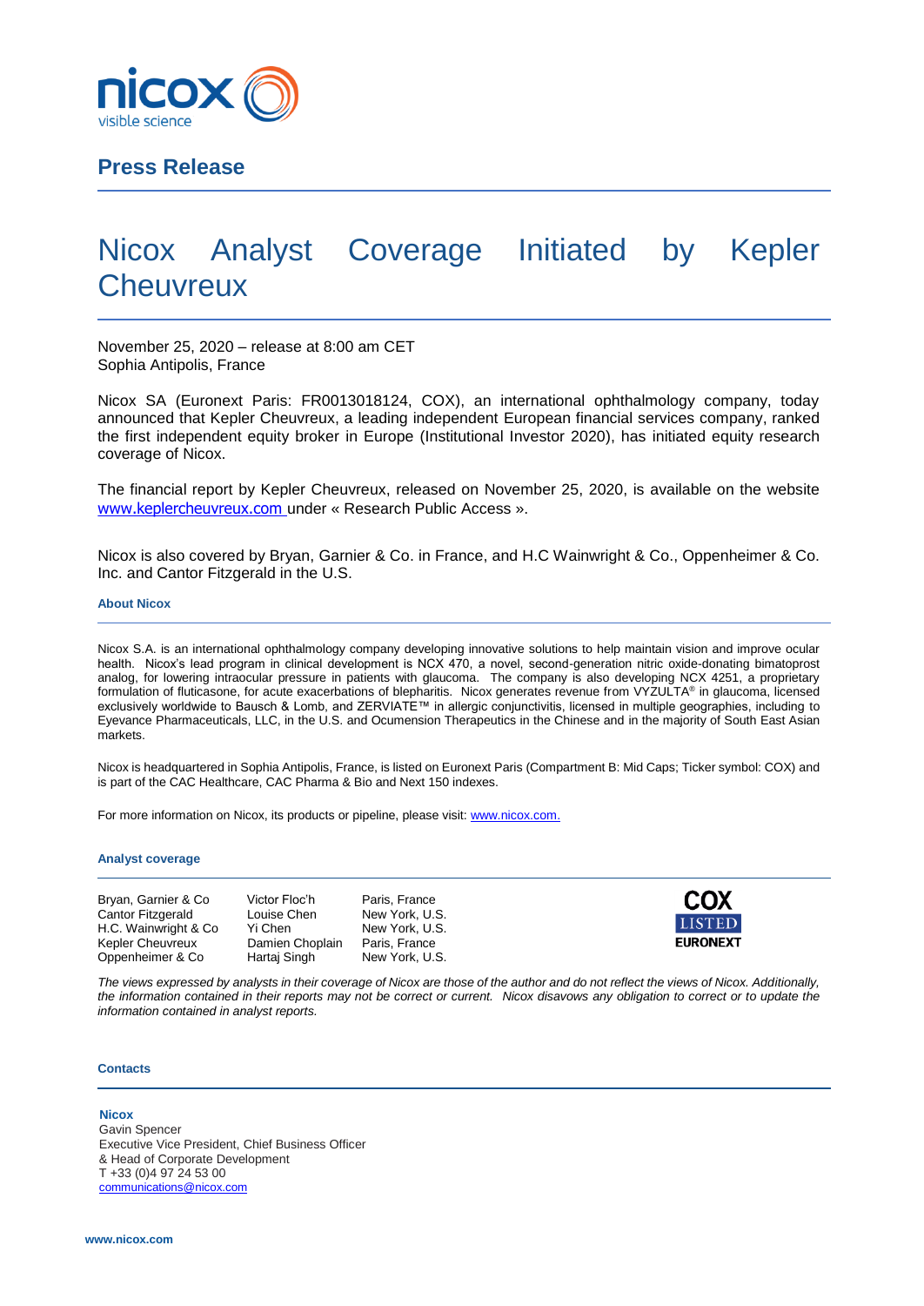**Press Release**

# Nicox Analyst Coverage Initiated by Kepler Cheuvreux

November 25, 2020 – release at 8:00 am CET
Sophia Antipolis, France

Nicox SA (Euronext Paris: FR0013018124, COX), an international ophthalmology company, today announced that Kepler Cheuvreux, a leading independent European financial services company, ranked the first independent equity broker in Europe (Institutional Investor 2020), has initiated equity research coverage of Nicox.

The financial report by Kepler Cheuvreux, released on November 25, 2020, is available on the website www.keplercheuvreux.com under « Research Public Access ».

Nicox is also covered by Bryan, Garnier & Co. in France, and H.C Wainwright & Co., Oppenheimer & Co. Inc. and Cantor Fitzgerald in the U.S.

### About Nicox

Nicox S.A. is an international ophthalmology company developing innovative solutions to help maintain vision and improve ocular health. Nicox's lead program in clinical development is NCX 470, a novel, second-generation nitric oxide-donating bimatoprost analog, for lowering intraocular pressure in patients with glaucoma. The company is also developing NCX 4251, a proprietary formulation of fluticasone, for acute exacerbations of blepharitis. Nicox generates revenue from VYZULTA® in glaucoma, licensed exclusively worldwide to Bausch & Lomb, and ZERVIATE™ in allergic conjunctivitis, licensed in multiple geographies, including to Eyevance Pharmaceuticals, LLC, in the U.S. and Ocumension Therapeutics in the Chinese and in the majority of South East Asian markets.

Nicox is headquartered in Sophia Antipolis, France, is listed on Euronext Paris (Compartment B: Mid Caps; Ticker symbol: COX) and is part of the CAC Healthcare, CAC Pharma & Bio and Next 150 indexes.

For more information on Nicox, its products or pipeline, please visit: www.nicox.com.

### Analyst coverage

| | | |
|---|---|---|
| Bryan, Garnier & Co | Victor Floc'h | Paris, France |
| Cantor Fitzgerald | Louise Chen | New York, U.S. |
| H.C. Wainwright & Co | Yi Chen | New York, U.S. |
| Kepler Cheuvreux | Damien Choplain | Paris, France |
| Oppenheimer & Co | Hartaj Singh | New York, U.S. |

COX LISTED EURONEXT

*The views expressed by analysts in their coverage of Nicox are those of the author and do not reflect the views of Nicox. Additionally, the information contained in their reports may not be correct or current. Nicox disavows any obligation to correct or to update the information contained in analyst reports.*

### Contacts

**Nicox**
Gavin Spencer
Executive Vice President, Chief Business Officer
& Head of Corporate Development
T +33 (0)4 97 24 53 00
communications@nicox.com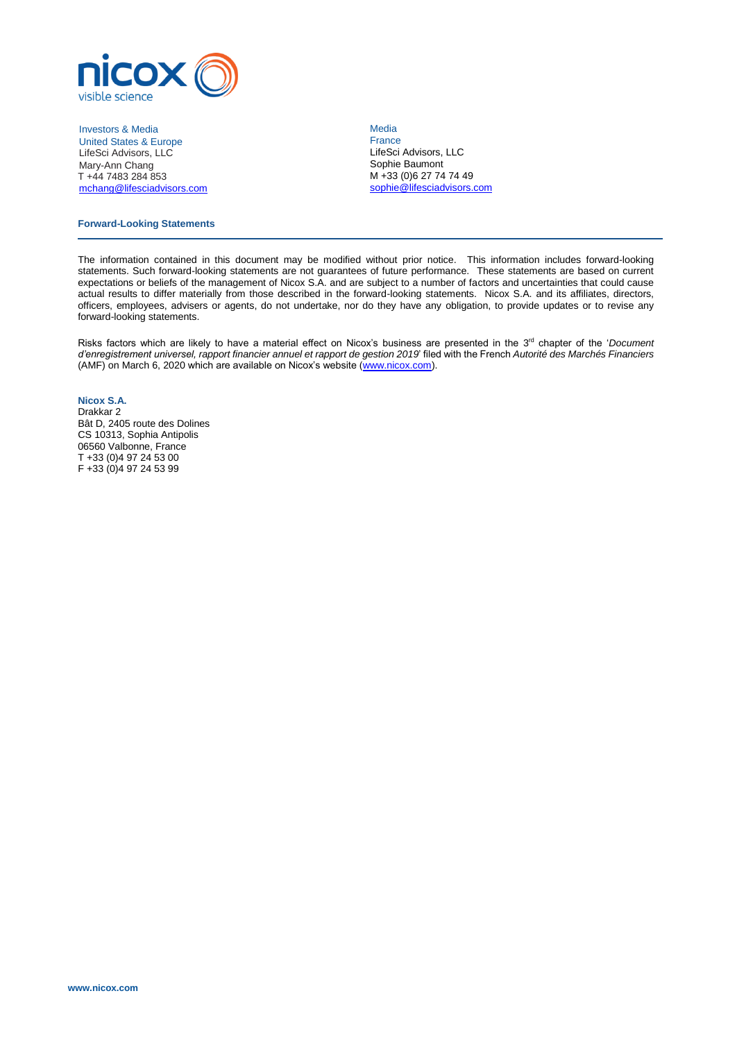Investors & Media
United States & Europe
LifeSci Advisors, LLC
Mary-Ann Chang
T +44 7483 284 853
mchang@lifesciadvisors.com

Media
France
LifeSci Advisors, LLC
Sophie Baumont
M +33 (0)6 27 74 74 49
sophie@lifesciadvisors.com

**Forward-Looking Statements**

The information contained in this document may be modified without prior notice. This information includes forward-looking statements. Such forward-looking statements are not guarantees of future performance. These statements are based on current expectations or beliefs of the management of Nicox S.A. and are subject to a number of factors and uncertainties that could cause actual results to differ materially from those described in the forward-looking statements. Nicox S.A. and its affiliates, directors, officers, employees, advisers or agents, do not undertake, nor do they have any obligation, to provide updates or to revise any forward-looking statements.

Risks factors which are likely to have a material effect on Nicox's business are presented in the 3rd chapter of the '*Document d'enregistrement universel, rapport financier annuel et rapport de gestion 2019*' filed with the French *Autorité des Marchés Financiers* (AMF) on March 6, 2020 which are available on Nicox's website (www.nicox.com).

**Nicox S.A.**
Drakkar 2
Bât D, 2405 route des Dolines
CS 10313, Sophia Antipolis
06560 Valbonne, France
T +33 (0)4 97 24 53 00
F +33 (0)4 97 24 53 99